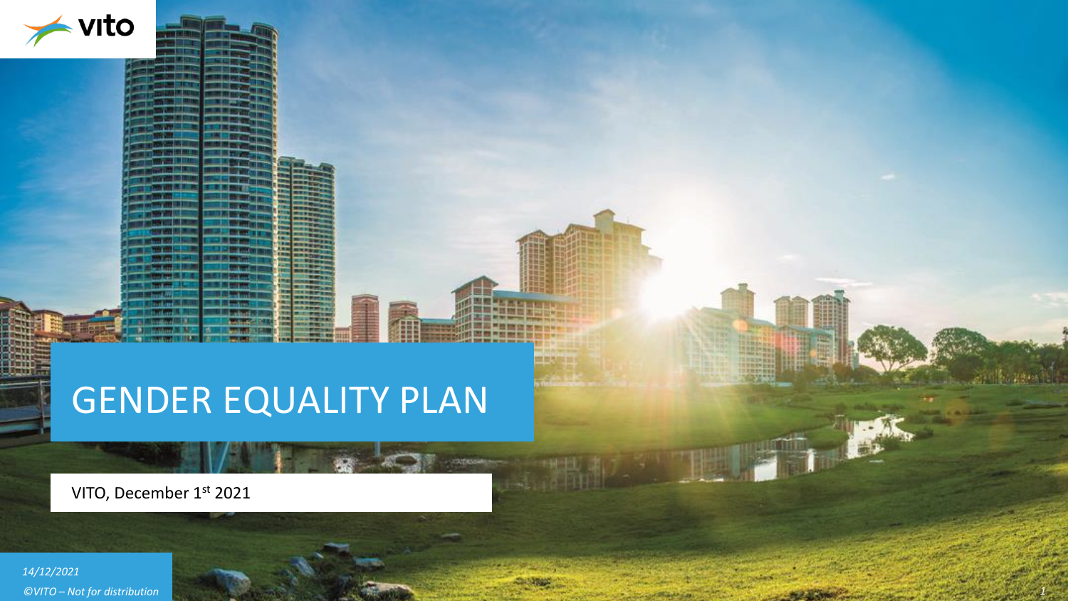# GENDER EQUALITY PLAN

VITO, December 1st 2021

*14/12/2021*

*©VITO – Not for distribution*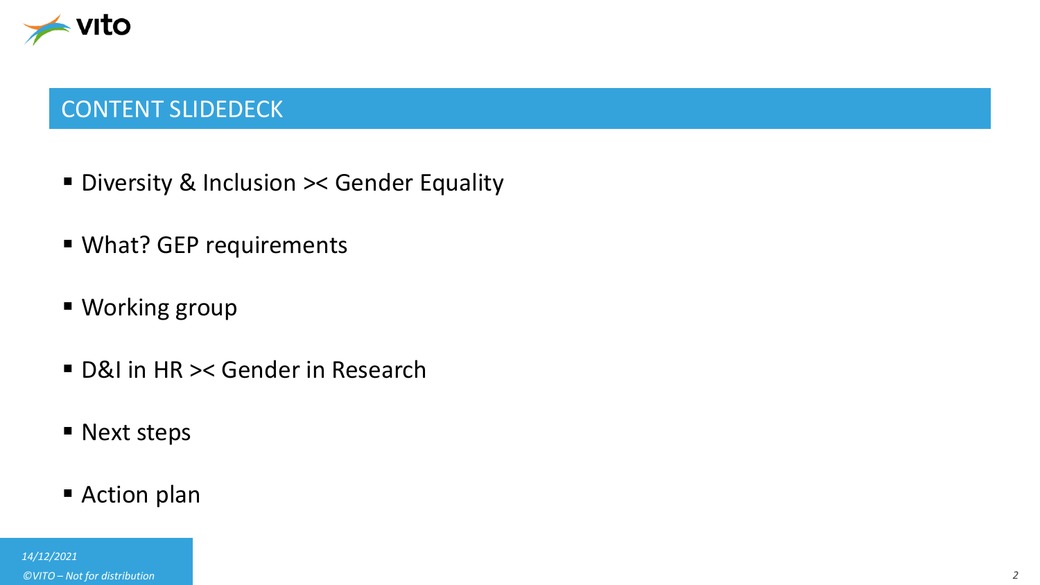## CONTENT SLIDEDECK

- Diversity & Inclusion >< Gender Equality
- What? GEP requirements
- Working group
- D&I in HR >< Gender in Research
- Next steps
- Action plan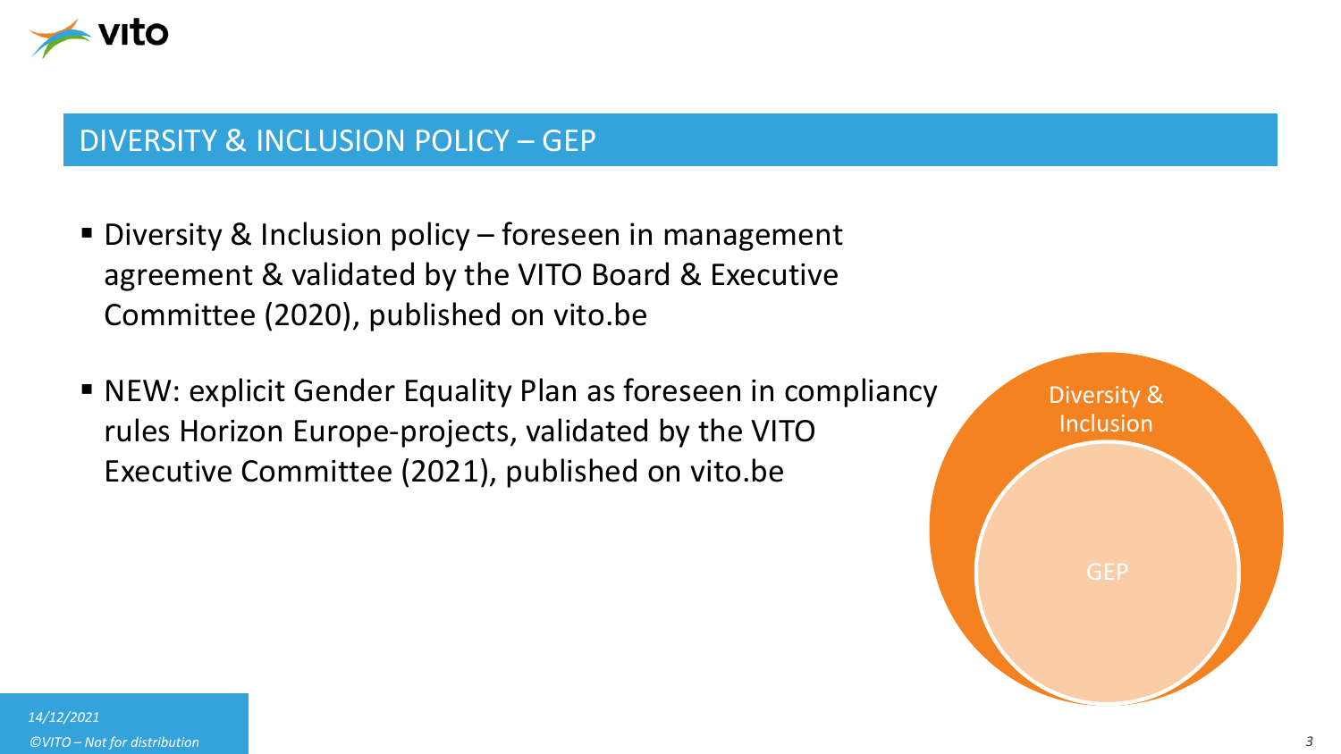## DIVERSITY & INCLUSION POLICY – GEP

- Diversity & Inclusion policy – foreseen in management agreement & validated by the VITO Board & Executive Committee (2020), published on vito.be
- NEW: explicit Gender Equality Plan as foreseen in compliancy rules Horizon Europe-projects, validated by the VITO Executive Committee (2021), published on vito.be

Diversity & Inclusion

GEP

*14/12/2021*

*©VITO – Not for distribution*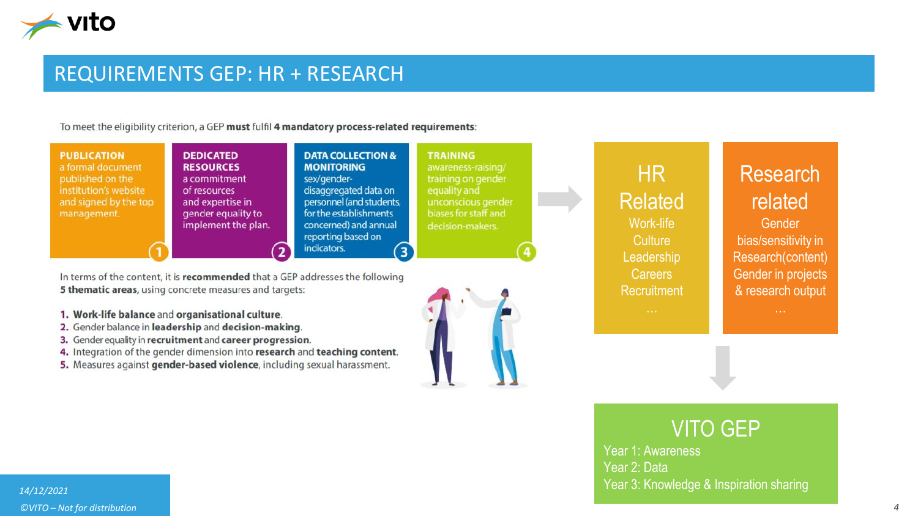# REQUIREMENTS GEP: HR + RESEARCH

To meet the eligibility criterion, a GEP **must** fulfil **4 mandatory process-related requirements**:

1. **PUBLICATION** – a formal document published on the institution's website and signed by the top management.
2. **DEDICATED RESOURCES** – a commitment of resources and expertise in gender equality to implement the plan.
3. **DATA COLLECTION & MONITORING** – sex/gender-disaggregated data on personnel (and students, for the establishments concerned) and annual reporting based on indicators.
4. **TRAINING** – awareness-raising/training on gender equality and unconscious gender biases for staff and decision-makers.

In terms of the content, it is **recommended** that a GEP addresses the following **5 thematic areas**, using concrete measures and targets:

1. **Work-life balance** and **organisational culture**.
2. Gender balance in **leadership** and **decision-making**.
3. Gender equality in **recruitment** and **career progression**.
4. Integration of the gender dimension into **research** and **teaching content**.
5. Measures against **gender-based violence**, including sexual harassment.

## HR Related

- Work-life
- Culture
- Leadership
- Careers
- Recruitment
- …

## Research related

- Gender bias/sensitivity in Research(content)
- Gender in projects & research output
- …

## VITO GEP

- Year 1: Awareness
- Year 2: Data
- Year 3: Knowledge & Inspiration sharing

*14/12/2021*

*©VITO – Not for distribution*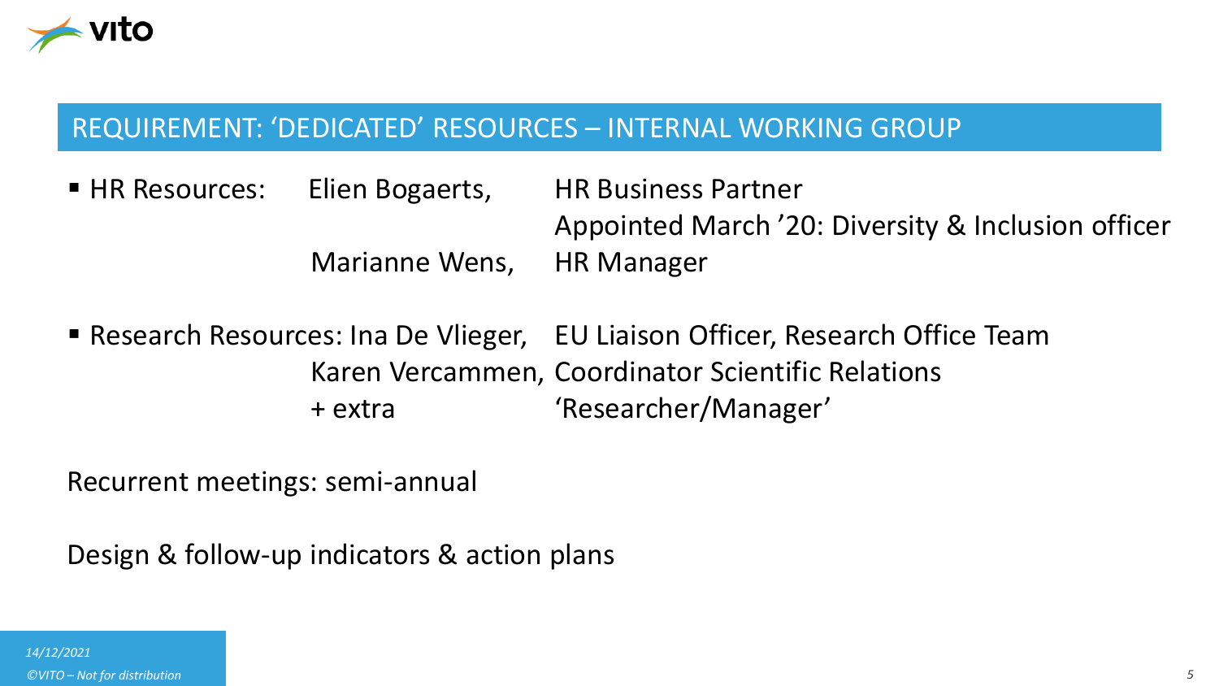## REQUIREMENT: 'DEDICATED' RESOURCES – INTERNAL WORKING GROUP

- HR Resources:
  - Elien Bogaerts, HR Business Partner
    Appointed March '20: Diversity & Inclusion officer
  - Marianne Wens, HR Manager
- Research Resources:
  - Ina De Vlieger, EU Liaison Officer, Research Office Team
  - Karen Vercammen, Coordinator Scientific Relations
  - + extra 'Researcher/Manager'

Recurrent meetings: semi-annual

Design & follow-up indicators & action plans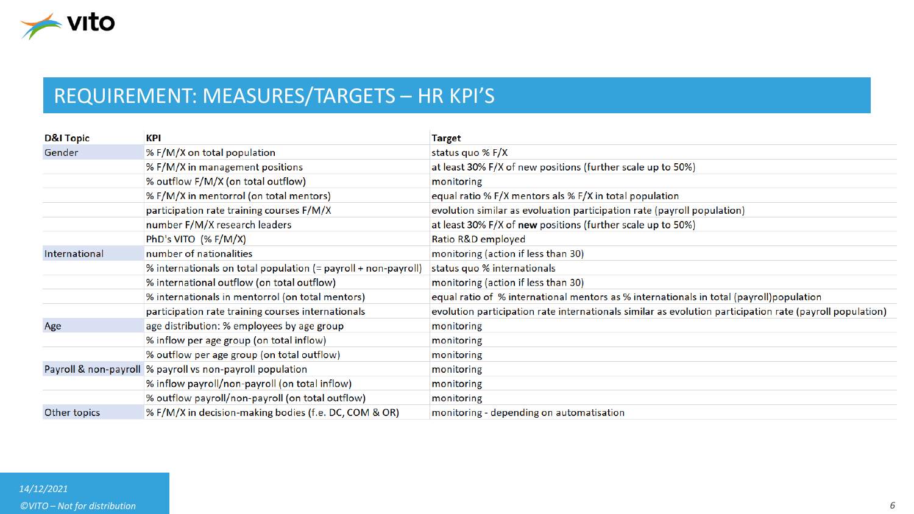# REQUIREMENT: MEASURES/TARGETS – HR KPI'S

| D&I Topic | KPI | Target |
|---|---|---|
| Gender | % F/M/X on total population | status quo % F/X |
| | % F/M/X in management positions | at least 30% F/X of new positions (further scale up to 50%) |
| | % outflow F/M/X (on total outflow) | monitoring |
| | % F/M/X in mentorrol (on total mentors) | equal ratio % F/X mentors als % F/X in total population |
| | participation rate training courses F/M/X | evolution similar as evoluation participation rate (payroll population) |
| | number F/M/X research leaders | at least 30% F/X of **new** positions (further scale up to 50%) |
| | PhD's VITO (% F/M/X) | Ratio R&D employed |
| International | number of nationalities | monitoring (action if less than 30) |
| | % internationals on total population (= payroll + non-payroll) | status quo % internationals |
| | % international outflow (on total outflow) | monitoring (action if less than 30) |
| | % internationals in mentorrol (on total mentors) | equal ratio of % international mentors as % internationals in total (payroll)population |
| | participation rate training courses internationals | evolution participation rate internationals similar as evolution participation rate (payroll population) |
| Age | age distribution: % employees by age group | monitoring |
| | % inflow per age group (on total inflow) | monitoring |
| | % outflow per age group (on total outflow) | monitoring |
| Payroll & non-payroll | % payroll vs non-payroll population | monitoring |
| | % inflow payroll/non-payroll (on total inflow) | monitoring |
| | % outflow payroll/non-payroll (on total outflow) | monitoring |
| Other topics | % F/M/X in decision-making bodies (f.e. DC, COM & OR) | monitoring - depending on automatisation |

*14/12/2021*

*©VITO – Not for distribution*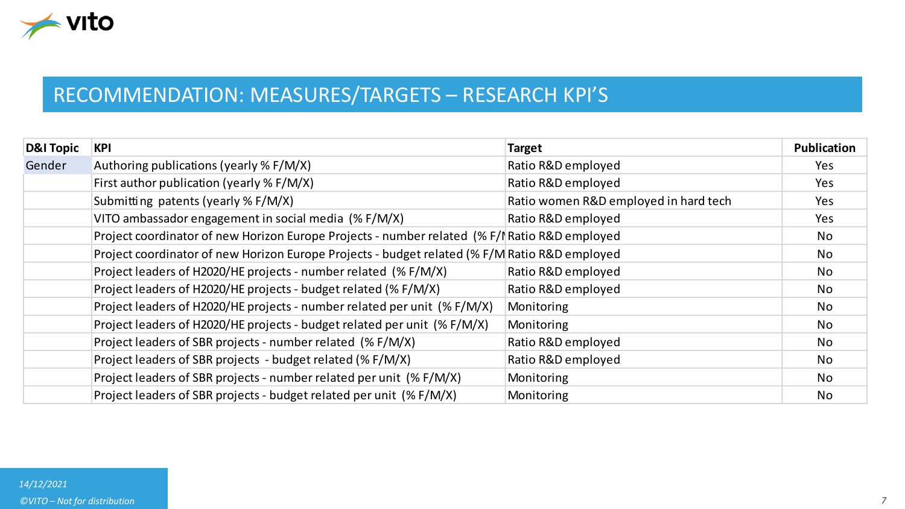# RECOMMENDATION: MEASURES/TARGETS – RESEARCH KPI'S

| D&I Topic | KPI | Target | Publication |
|---|---|---|---|
| Gender | Authoring publications (yearly % F/M/X) | Ratio R&D employed | Yes |
| | First author publication (yearly % F/M/X) | Ratio R&D employed | Yes |
| | Submitting patents (yearly % F/M/X) | Ratio women R&D employed in hard tech | Yes |
| | VITO ambassador engagement in social media (% F/M/X) | Ratio R&D employed | Yes |
| | Project coordinator of new Horizon Europe Projects - number related (% F/M | Ratio R&D employed | No |
| | Project coordinator of new Horizon Europe Projects - budget related (% F/M | Ratio R&D employed | No |
| | Project leaders of H2020/HE projects - number related (% F/M/X) | Ratio R&D employed | No |
| | Project leaders of H2020/HE projects - budget related (% F/M/X) | Ratio R&D employed | No |
| | Project leaders of H2020/HE projects - number related per unit (% F/M/X) | Monitoring | No |
| | Project leaders of H2020/HE projects - budget related per unit (% F/M/X) | Monitoring | No |
| | Project leaders of SBR projects - number related (% F/M/X) | Ratio R&D employed | No |
| | Project leaders of SBR projects - budget related (% F/M/X) | Ratio R&D employed | No |
| | Project leaders of SBR projects - number related per unit (% F/M/X) | Monitoring | No |
| | Project leaders of SBR projects - budget related per unit (% F/M/X) | Monitoring | No |

*14/12/2021*

*©VITO – Not for distribution*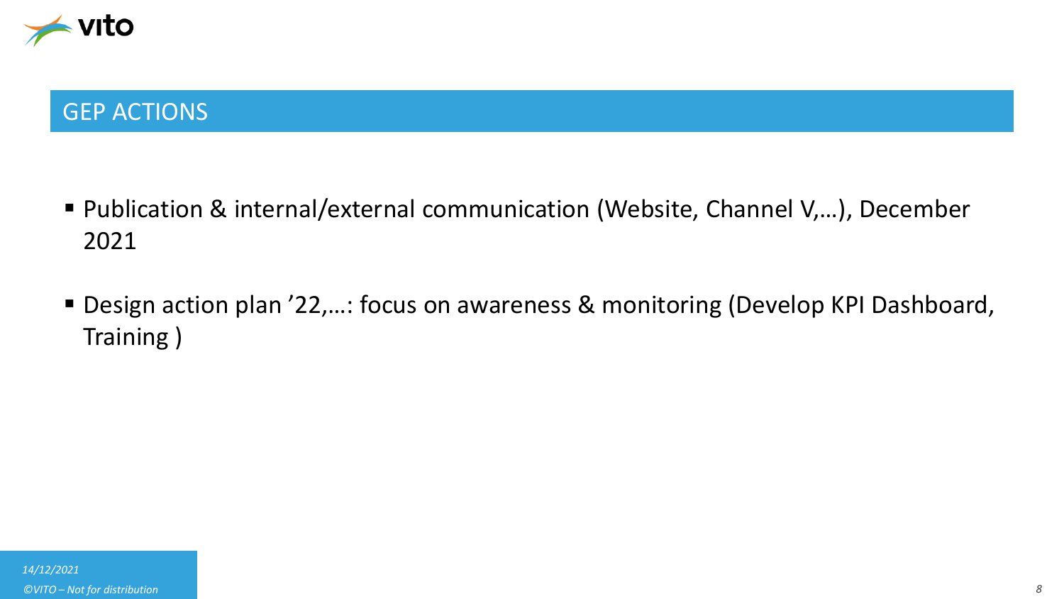## GEP ACTIONS

- Publication & internal/external communication (Website, Channel V,…), December 2021
- Design action plan '22,…: focus on awareness & monitoring (Develop KPI Dashboard, Training )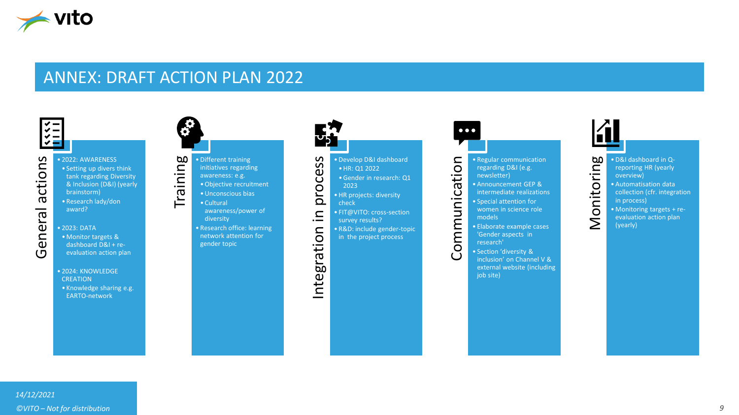# ANNEX: DRAFT ACTION PLAN 2022

## General actions

- 2022: AWARENESS
  - Setting up divers think tank regarding Diversity & Inclusion (D&I) (yearly brainstorm)
  - Research lady/don award?
- 2023: DATA
  - Monitor targets & dashboard D&I + re-evaluation action plan
- 2024: KNOWLEDGE CREATION
  - Knowledge sharing e.g. EARTO-network

## Training

- Different training initiatives regarding awareness: e.g.
  - Objective recruitment
  - Unconscious bias
  - Cultural awareness/power of diversity
- Research office: learning network attention for gender topic

## Integration in process

- Develop D&I dashboard
  - HR: Q1 2022
  - Gender in research: Q1 2023
- HR projects: diversity check
- FIT@VITO: cross-section survey results?
- R&D: include gender-topic in the project process

## Communication

- Regular communication regarding D&I (e.g. newsletter)
- Announcement GEP & intermediate realizations
- Special attention for women in science role models
- Elaborate example cases 'Gender aspects in research'
- Section 'diversity & inclusion' on Channel V & external website (including job site)

## Monitoring

- D&I dashboard in Q-reporting HR (yearly overview)
- Automatisation data collection (cfr. integration in process)
- Monitoring targets + re-evaluation action plan (yearly)

*14/12/2021*

*©VITO – Not for distribution*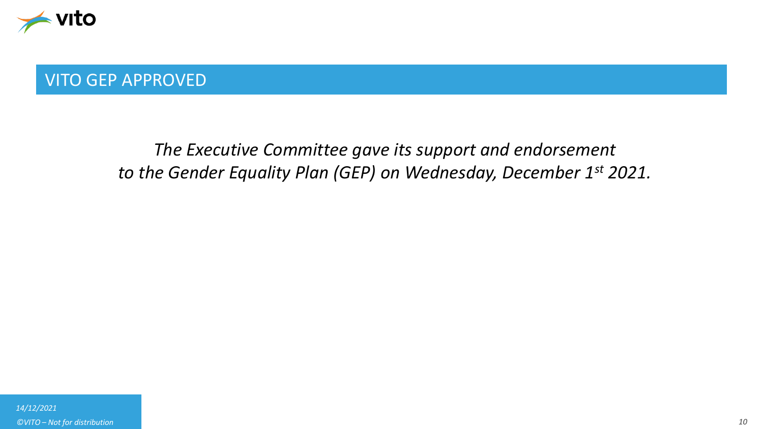## VITO GEP APPROVED

*The Executive Committee gave its support and endorsement to the Gender Equality Plan (GEP) on Wednesday, December 1st 2021.*